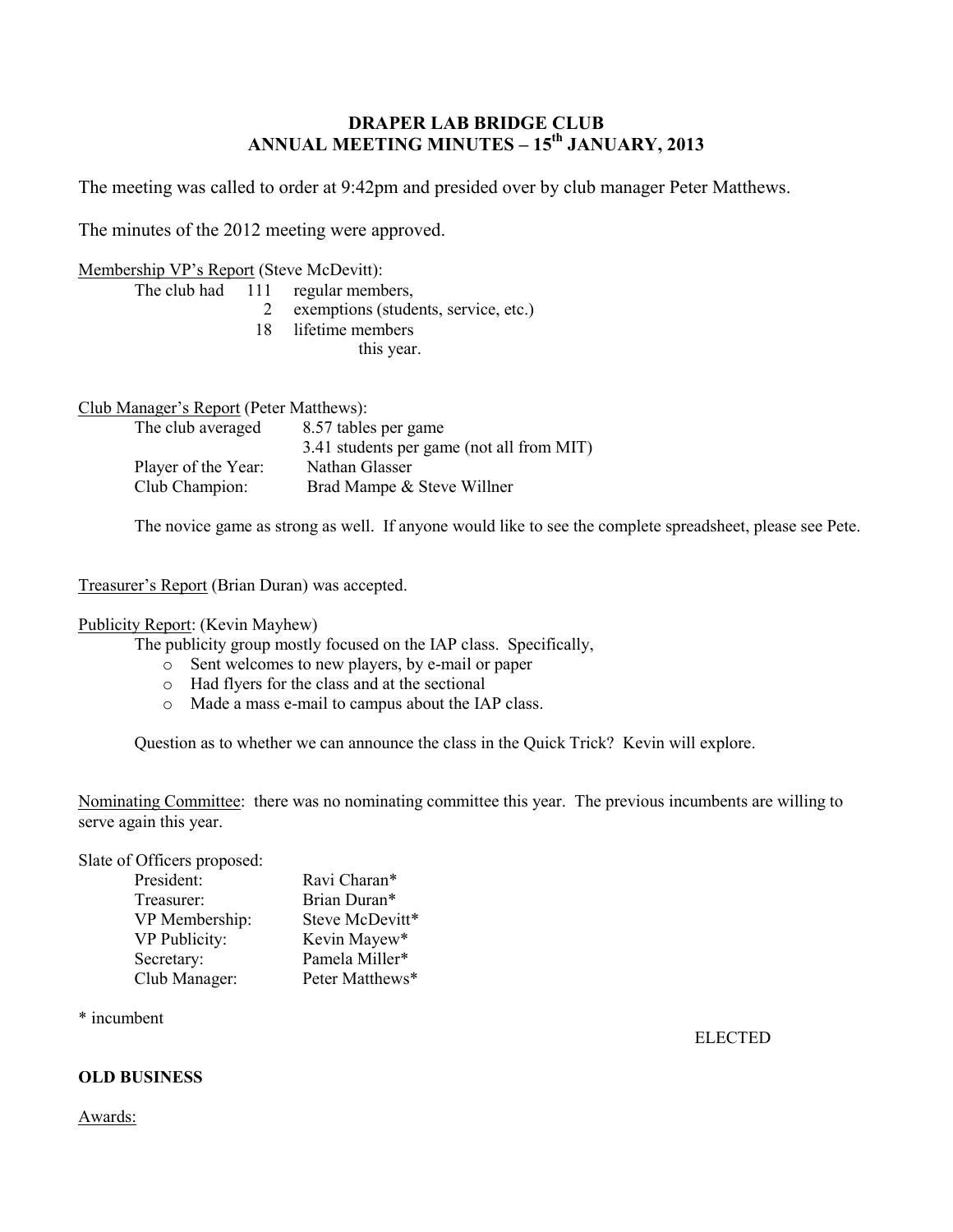**DRAPER LAB BRIDGE CLUB**
**ANNUAL MEETING MINUTES – 15th JANUARY, 2013**

The meeting was called to order at 9:42pm and presided over by club manager Peter Matthews.

The minutes of the 2012 meeting were approved.

Membership VP's Report (Steve McDevitt):

The club had 111 regular members,
2 exemptions (students, service, etc.)
18 lifetime members
this year.

Club Manager's Report (Peter Matthews):

| | |
|---|---|
| The club averaged | 8.57 tables per game |
| | 3.41 students per game (not all from MIT) |
| Player of the Year: | Nathan Glasser |
| Club Champion: | Brad Mampe & Steve Willner |

The novice game as strong as well. If anyone would like to see the complete spreadsheet, please see Pete.

Treasurer's Report (Brian Duran) was accepted.

Publicity Report: (Kevin Mayhew)

The publicity group mostly focused on the IAP class. Specifically,

- Sent welcomes to new players, by e-mail or paper
- Had flyers for the class and at the sectional
- Made a mass e-mail to campus about the IAP class.

Question as to whether we can announce the class in the Quick Trick? Kevin will explore.

Nominating Committee: there was no nominating committee this year. The previous incumbents are willing to serve again this year.

Slate of Officers proposed:

| | |
|---|---|
| President: | Ravi Charan* |
| Treasurer: | Brian Duran* |
| VP Membership: | Steve McDevitt* |
| VP Publicity: | Kevin Mayew* |
| Secretary: | Pamela Miller* |
| Club Manager: | Peter Matthews* |

* incumbent

ELECTED

**OLD BUSINESS**

Awards: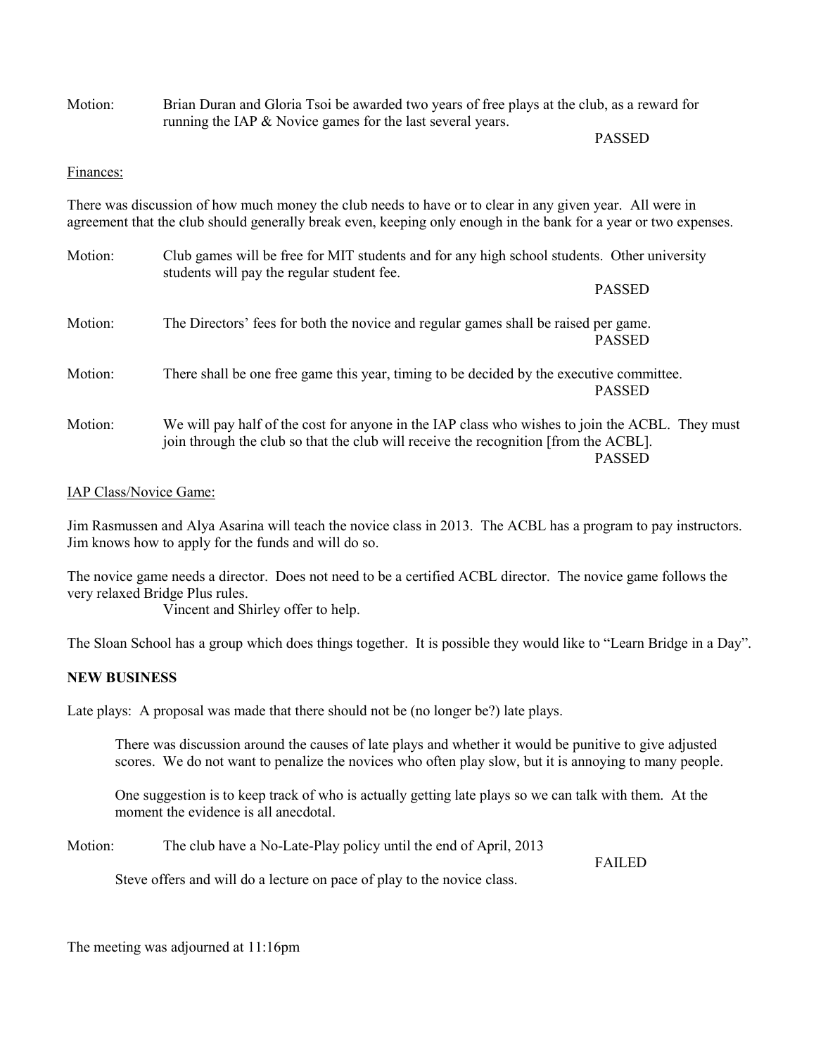Motion: Brian Duran and Gloria Tsoi be awarded two years of free plays at the club, as a reward for running the IAP & Novice games for the last several years.

PASSED

Finances:

There was discussion of how much money the club needs to have or to clear in any given year. All were in agreement that the club should generally break even, keeping only enough in the bank for a year or two expenses.

Motion: Club games will be free for MIT students and for any high school students. Other university students will pay the regular student fee.

PASSED

Motion: The Directors' fees for both the novice and regular games shall be raised per game.

PASSED

Motion: There shall be one free game this year, timing to be decided by the executive committee.

PASSED

Motion: We will pay half of the cost for anyone in the IAP class who wishes to join the ACBL. They must join through the club so that the club will receive the recognition [from the ACBL].

PASSED

IAP Class/Novice Game:

Jim Rasmussen and Alya Asarina will teach the novice class in 2013. The ACBL has a program to pay instructors. Jim knows how to apply for the funds and will do so.

The novice game needs a director. Does not need to be a certified ACBL director. The novice game follows the very relaxed Bridge Plus rules.

Vincent and Shirley offer to help.

The Sloan School has a group which does things together. It is possible they would like to "Learn Bridge in a Day".

**NEW BUSINESS**

Late plays: A proposal was made that there should not be (no longer be?) late plays.

There was discussion around the causes of late plays and whether it would be punitive to give adjusted scores. We do not want to penalize the novices who often play slow, but it is annoying to many people.

One suggestion is to keep track of who is actually getting late plays so we can talk with them. At the moment the evidence is all anecdotal.

Motion: The club have a No-Late-Play policy until the end of April, 2013

FAILED

Steve offers and will do a lecture on pace of play to the novice class.

The meeting was adjourned at 11:16pm